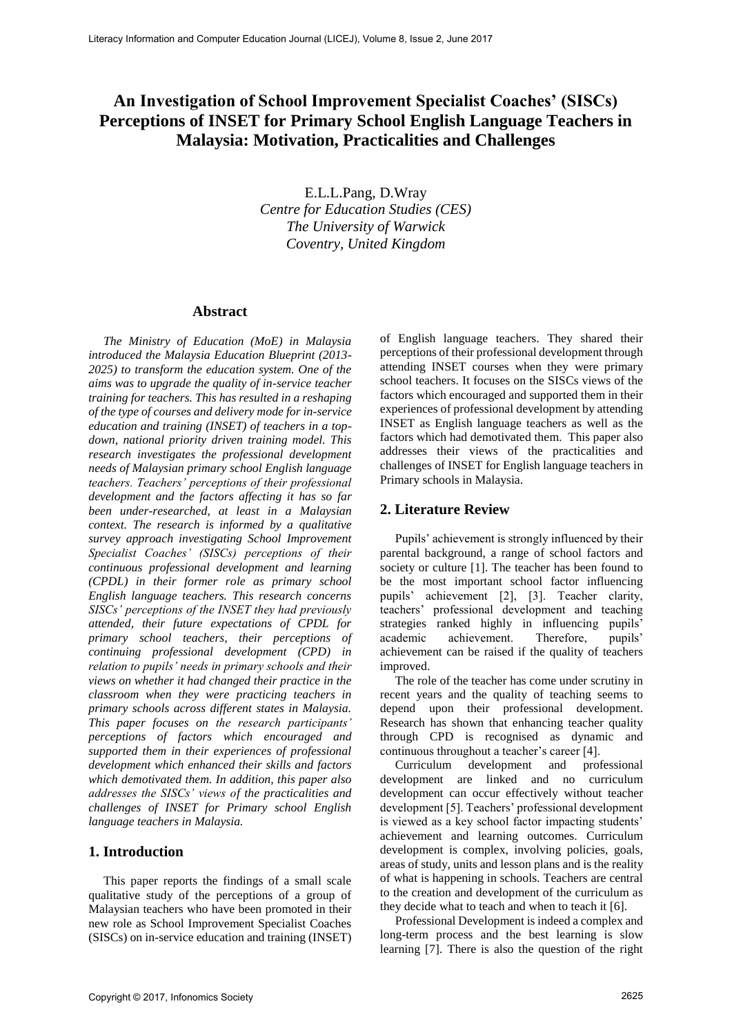# An Investigation of School Improvement Specialist Coaches' (SISCs) Perceptions of INSET for Primary School English Language Teachers in Malaysia: Motivation, Practicalities and Challenges

E.L.L.Pang, D.Wray
*Centre for Education Studies (CES)*
*The University of Warwick*
*Coventry, United Kingdom*

## Abstract

*The Ministry of Education (MoE) in Malaysia introduced the Malaysia Education Blueprint (2013-2025) to transform the education system. One of the aims was to upgrade the quality of in-service teacher training for teachers. This has resulted in a reshaping of the type of courses and delivery mode for in-service education and training (INSET) of teachers in a top-down, national priority driven training model. This research investigates the professional development needs of Malaysian primary school English language teachers. Teachers' perceptions of their professional development and the factors affecting it has so far been under-researched, at least in a Malaysian context. The research is informed by a qualitative survey approach investigating School Improvement Specialist Coaches' (SISCs) perceptions of their continuous professional development and learning (CPDL) in their former role as primary school English language teachers. This research concerns SISCs' perceptions of the INSET they had previously attended, their future expectations of CPDL for primary school teachers, their perceptions of continuing professional development (CPD) in relation to pupils' needs in primary schools and their views on whether it had changed their practice in the classroom when they were practicing teachers in primary schools across different states in Malaysia. This paper focuses on the research participants' perceptions of factors which encouraged and supported them in their experiences of professional development which enhanced their skills and factors which demotivated them. In addition, this paper also addresses the SISCs' views of the practicalities and challenges of INSET for Primary school English language teachers in Malaysia.*

## 1. Introduction

This paper reports the findings of a small scale qualitative study of the perceptions of a group of Malaysian teachers who have been promoted in their new role as School Improvement Specialist Coaches (SISCs) on in-service education and training (INSET) of English language teachers. They shared their perceptions of their professional development through attending INSET courses when they were primary school teachers. It focuses on the SISCs views of the factors which encouraged and supported them in their experiences of professional development by attending INSET as English language teachers as well as the factors which had demotivated them. This paper also addresses their views of the practicalities and challenges of INSET for English language teachers in Primary schools in Malaysia.

## 2. Literature Review

Pupils' achievement is strongly influenced by their parental background, a range of school factors and society or culture [1]. The teacher has been found to be the most important school factor influencing pupils' achievement [2], [3]. Teacher clarity, teachers' professional development and teaching strategies ranked highly in influencing pupils' academic achievement. Therefore, pupils' achievement can be raised if the quality of teachers improved.

The role of the teacher has come under scrutiny in recent years and the quality of teaching seems to depend upon their professional development. Research has shown that enhancing teacher quality through CPD is recognised as dynamic and continuous throughout a teacher's career [4].

Curriculum development and professional development are linked and no curriculum development can occur effectively without teacher development [5]. Teachers' professional development is viewed as a key school factor impacting students' achievement and learning outcomes. Curriculum development is complex, involving policies, goals, areas of study, units and lesson plans and is the reality of what is happening in schools. Teachers are central to the creation and development of the curriculum as they decide what to teach and when to teach it [6].

Professional Development is indeed a complex and long-term process and the best learning is slow learning [7]. There is also the question of the right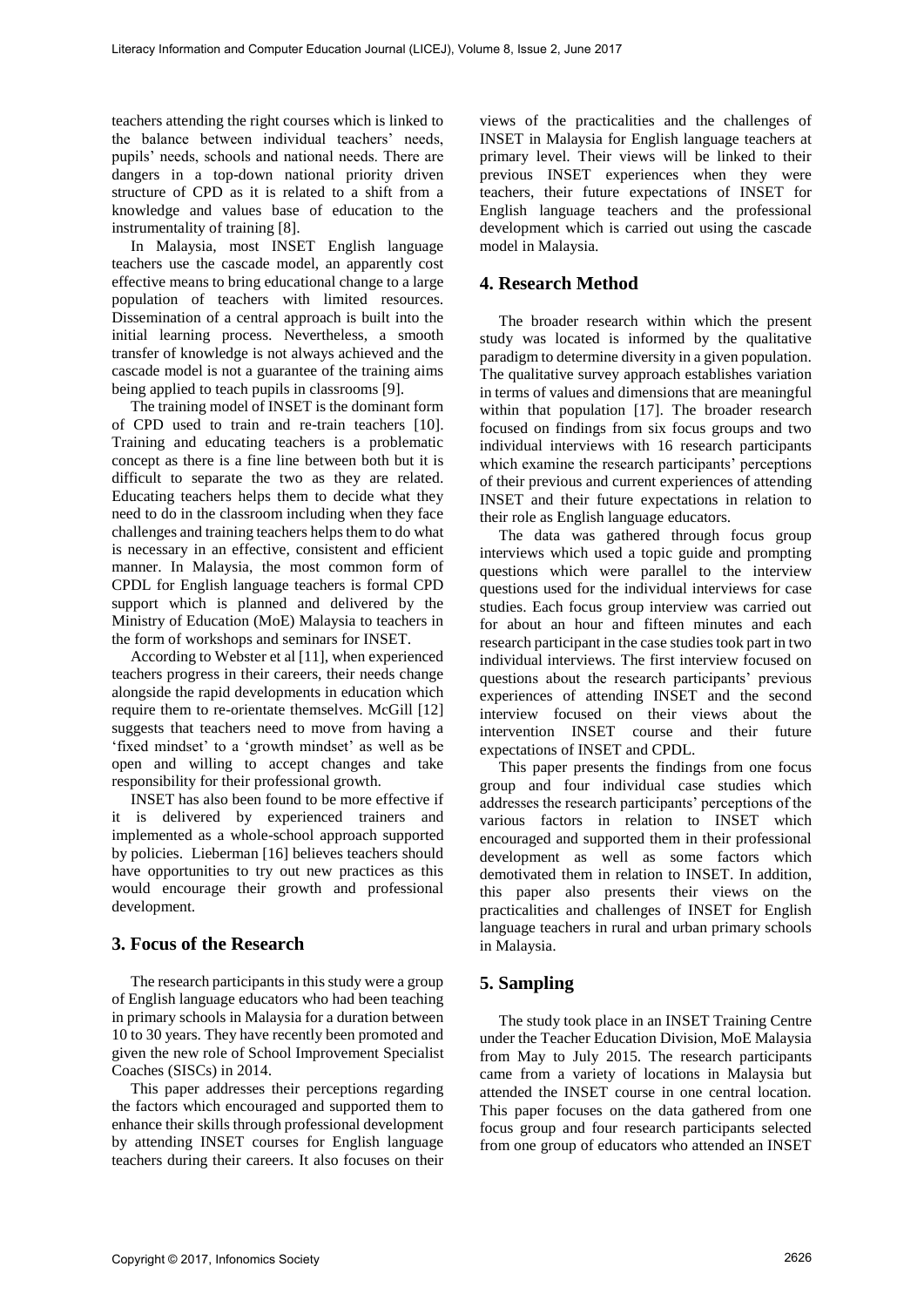teachers attending the right courses which is linked to the balance between individual teachers' needs, pupils' needs, schools and national needs. There are dangers in a top-down national priority driven structure of CPD as it is related to a shift from a knowledge and values base of education to the instrumentality of training [8].

In Malaysia, most INSET English language teachers use the cascade model, an apparently cost effective means to bring educational change to a large population of teachers with limited resources. Dissemination of a central approach is built into the initial learning process. Nevertheless, a smooth transfer of knowledge is not always achieved and the cascade model is not a guarantee of the training aims being applied to teach pupils in classrooms [9].

The training model of INSET is the dominant form of CPD used to train and re-train teachers [10]. Training and educating teachers is a problematic concept as there is a fine line between both but it is difficult to separate the two as they are related. Educating teachers helps them to decide what they need to do in the classroom including when they face challenges and training teachers helps them to do what is necessary in an effective, consistent and efficient manner. In Malaysia, the most common form of CPDL for English language teachers is formal CPD support which is planned and delivered by the Ministry of Education (MoE) Malaysia to teachers in the form of workshops and seminars for INSET.

According to Webster et al [11], when experienced teachers progress in their careers, their needs change alongside the rapid developments in education which require them to re-orientate themselves. McGill [12] suggests that teachers need to move from having a 'fixed mindset' to a 'growth mindset' as well as be open and willing to accept changes and take responsibility for their professional growth.

INSET has also been found to be more effective if it is delivered by experienced trainers and implemented as a whole-school approach supported by policies. Lieberman [16] believes teachers should have opportunities to try out new practices as this would encourage their growth and professional development.

## 3. Focus of the Research

The research participants in this study were a group of English language educators who had been teaching in primary schools in Malaysia for a duration between 10 to 30 years. They have recently been promoted and given the new role of School Improvement Specialist Coaches (SISCs) in 2014.

This paper addresses their perceptions regarding the factors which encouraged and supported them to enhance their skills through professional development by attending INSET courses for English language teachers during their careers. It also focuses on their views of the practicalities and the challenges of INSET in Malaysia for English language teachers at primary level. Their views will be linked to their previous INSET experiences when they were teachers, their future expectations of INSET for English language teachers and the professional development which is carried out using the cascade model in Malaysia.

## 4. Research Method

The broader research within which the present study was located is informed by the qualitative paradigm to determine diversity in a given population. The qualitative survey approach establishes variation in terms of values and dimensions that are meaningful within that population [17]. The broader research focused on findings from six focus groups and two individual interviews with 16 research participants which examine the research participants' perceptions of their previous and current experiences of attending INSET and their future expectations in relation to their role as English language educators.

The data was gathered through focus group interviews which used a topic guide and prompting questions which were parallel to the interview questions used for the individual interviews for case studies. Each focus group interview was carried out for about an hour and fifteen minutes and each research participant in the case studies took part in two individual interviews. The first interview focused on questions about the research participants' previous experiences of attending INSET and the second interview focused on their views about the intervention INSET course and their future expectations of INSET and CPDL.

This paper presents the findings from one focus group and four individual case studies which addresses the research participants' perceptions of the various factors in relation to INSET which encouraged and supported them in their professional development as well as some factors which demotivated them in relation to INSET. In addition, this paper also presents their views on the practicalities and challenges of INSET for English language teachers in rural and urban primary schools in Malaysia.

## 5. Sampling

The study took place in an INSET Training Centre under the Teacher Education Division, MoE Malaysia from May to July 2015. The research participants came from a variety of locations in Malaysia but attended the INSET course in one central location. This paper focuses on the data gathered from one focus group and four research participants selected from one group of educators who attended an INSET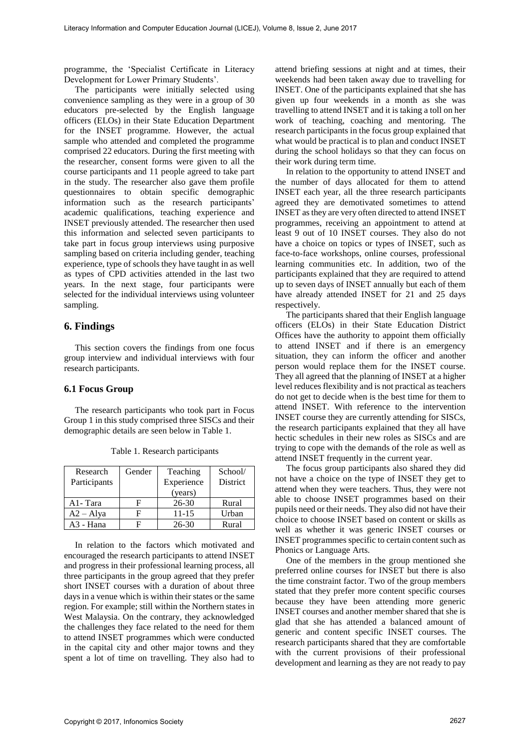programme, the 'Specialist Certificate in Literacy Development for Lower Primary Students'.

The participants were initially selected using convenience sampling as they were in a group of 30 educators pre-selected by the English language officers (ELOs) in their State Education Department for the INSET programme. However, the actual sample who attended and completed the programme comprised 22 educators. During the first meeting with the researcher, consent forms were given to all the course participants and 11 people agreed to take part in the study. The researcher also gave them profile questionnaires to obtain specific demographic information such as the research participants' academic qualifications, teaching experience and INSET previously attended. The researcher then used this information and selected seven participants to take part in focus group interviews using purposive sampling based on criteria including gender, teaching experience, type of schools they have taught in as well as types of CPD activities attended in the last two years. In the next stage, four participants were selected for the individual interviews using volunteer sampling.

## 6. Findings

This section covers the findings from one focus group interview and individual interviews with four research participants.

### 6.1 Focus Group

The research participants who took part in Focus Group 1 in this study comprised three SISCs and their demographic details are seen below in Table 1.

Table 1. Research participants

| Research Participants | Gender | Teaching Experience (years) | School/ District |
|---|---|---|---|
| A1- Tara | F | 26-30 | Rural |
| A2 – Alya | F | 11-15 | Urban |
| A3 - Hana | F | 26-30 | Rural |

In relation to the factors which motivated and encouraged the research participants to attend INSET and progress in their professional learning process, all three participants in the group agreed that they prefer short INSET courses with a duration of about three days in a venue which is within their states or the same region. For example; still within the Northern states in West Malaysia. On the contrary, they acknowledged the challenges they face related to the need for them to attend INSET programmes which were conducted in the capital city and other major towns and they spent a lot of time on travelling. They also had to attend briefing sessions at night and at times, their weekends had been taken away due to travelling for INSET. One of the participants explained that she has given up four weekends in a month as she was travelling to attend INSET and it is taking a toll on her work of teaching, coaching and mentoring. The research participants in the focus group explained that what would be practical is to plan and conduct INSET during the school holidays so that they can focus on their work during term time.

In relation to the opportunity to attend INSET and the number of days allocated for them to attend INSET each year, all the three research participants agreed they are demotivated sometimes to attend INSET as they are very often directed to attend INSET programmes, receiving an appointment to attend at least 9 out of 10 INSET courses. They also do not have a choice on topics or types of INSET, such as face-to-face workshops, online courses, professional learning communities etc. In addition, two of the participants explained that they are required to attend up to seven days of INSET annually but each of them have already attended INSET for 21 and 25 days respectively.

The participants shared that their English language officers (ELOs) in their State Education District Offices have the authority to appoint them officially to attend INSET and if there is an emergency situation, they can inform the officer and another person would replace them for the INSET course. They all agreed that the planning of INSET at a higher level reduces flexibility and is not practical as teachers do not get to decide when is the best time for them to attend INSET. With reference to the intervention INSET course they are currently attending for SISCs, the research participants explained that they all have hectic schedules in their new roles as SISCs and are trying to cope with the demands of the role as well as attend INSET frequently in the current year.

The focus group participants also shared they did not have a choice on the type of INSET they get to attend when they were teachers. Thus, they were not able to choose INSET programmes based on their pupils need or their needs. They also did not have their choice to choose INSET based on content or skills as well as whether it was generic INSET courses or INSET programmes specific to certain content such as Phonics or Language Arts.

One of the members in the group mentioned she preferred online courses for INSET but there is also the time constraint factor. Two of the group members stated that they prefer more content specific courses because they have been attending more generic INSET courses and another member shared that she is glad that she has attended a balanced amount of generic and content specific INSET courses. The research participants shared that they are comfortable with the current provisions of their professional development and learning as they are not ready to pay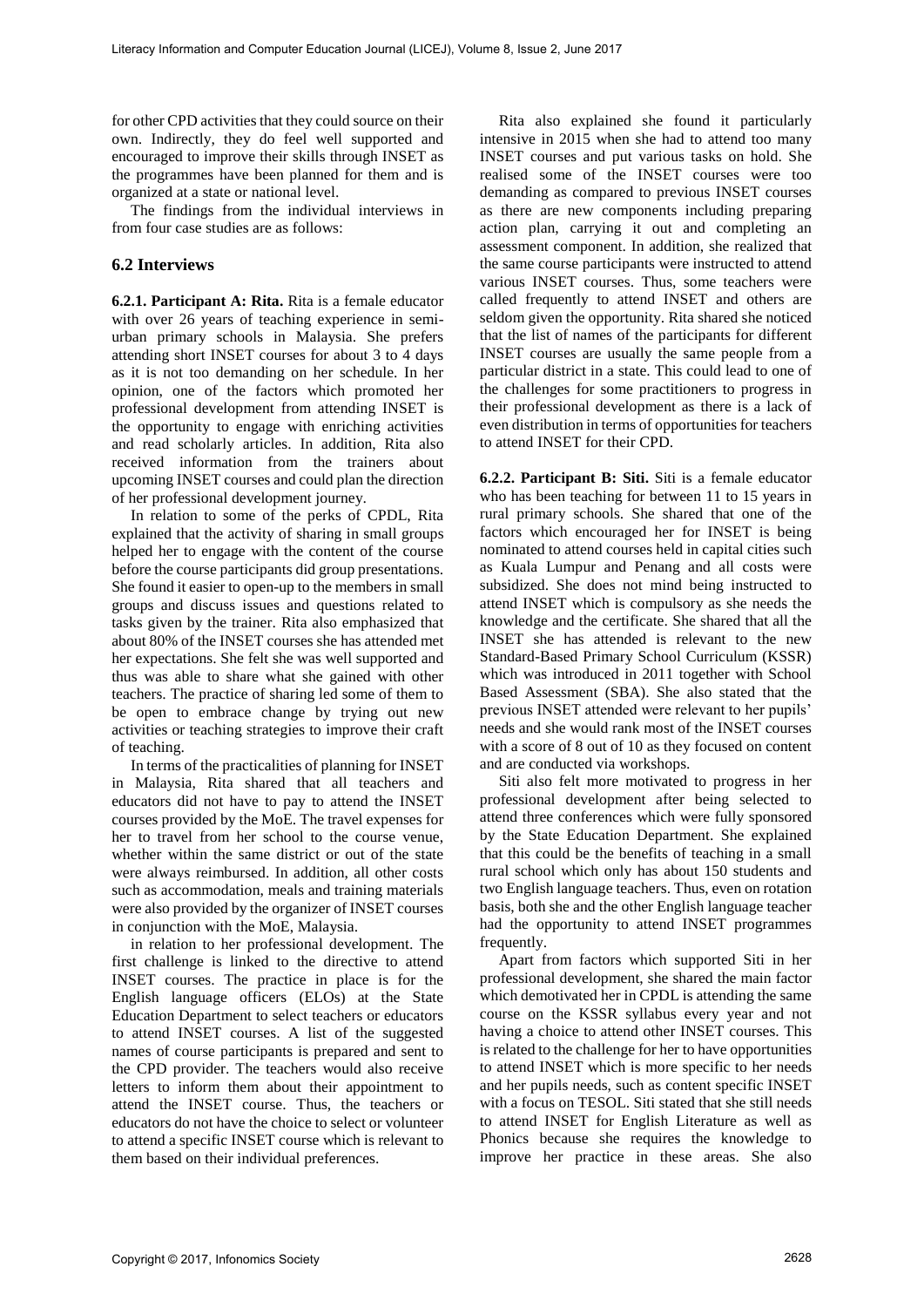for other CPD activities that they could source on their own. Indirectly, they do feel well supported and encouraged to improve their skills through INSET as the programmes have been planned for them and is organized at a state or national level.

The findings from the individual interviews in from four case studies are as follows:

## 6.2 Interviews

**6.2.1. Participant A: Rita.** Rita is a female educator with over 26 years of teaching experience in semi-urban primary schools in Malaysia. She prefers attending short INSET courses for about 3 to 4 days as it is not too demanding on her schedule. In her opinion, one of the factors which promoted her professional development from attending INSET is the opportunity to engage with enriching activities and read scholarly articles. In addition, Rita also received information from the trainers about upcoming INSET courses and could plan the direction of her professional development journey.

In relation to some of the perks of CPDL, Rita explained that the activity of sharing in small groups helped her to engage with the content of the course before the course participants did group presentations. She found it easier to open-up to the members in small groups and discuss issues and questions related to tasks given by the trainer. Rita also emphasized that about 80% of the INSET courses she has attended met her expectations. She felt she was well supported and thus was able to share what she gained with other teachers. The practice of sharing led some of them to be open to embrace change by trying out new activities or teaching strategies to improve their craft of teaching.

In terms of the practicalities of planning for INSET in Malaysia, Rita shared that all teachers and educators did not have to pay to attend the INSET courses provided by the MoE. The travel expenses for her to travel from her school to the course venue, whether within the same district or out of the state were always reimbursed. In addition, all other costs such as accommodation, meals and training materials were also provided by the organizer of INSET courses in conjunction with the MoE, Malaysia.

in relation to her professional development. The first challenge is linked to the directive to attend INSET courses. The practice in place is for the English language officers (ELOs) at the State Education Department to select teachers or educators to attend INSET courses. A list of the suggested names of course participants is prepared and sent to the CPD provider. The teachers would also receive letters to inform them about their appointment to attend the INSET course. Thus, the teachers or educators do not have the choice to select or volunteer to attend a specific INSET course which is relevant to them based on their individual preferences.

Rita also explained she found it particularly intensive in 2015 when she had to attend too many INSET courses and put various tasks on hold. She realised some of the INSET courses were too demanding as compared to previous INSET courses as there are new components including preparing action plan, carrying it out and completing an assessment component. In addition, she realized that the same course participants were instructed to attend various INSET courses. Thus, some teachers were called frequently to attend INSET and others are seldom given the opportunity. Rita shared she noticed that the list of names of the participants for different INSET courses are usually the same people from a particular district in a state. This could lead to one of the challenges for some practitioners to progress in their professional development as there is a lack of even distribution in terms of opportunities for teachers to attend INSET for their CPD.

**6.2.2. Participant B: Siti.** Siti is a female educator who has been teaching for between 11 to 15 years in rural primary schools. She shared that one of the factors which encouraged her for INSET is being nominated to attend courses held in capital cities such as Kuala Lumpur and Penang and all costs were subsidized. She does not mind being instructed to attend INSET which is compulsory as she needs the knowledge and the certificate. She shared that all the INSET she has attended is relevant to the new Standard-Based Primary School Curriculum (KSSR) which was introduced in 2011 together with School Based Assessment (SBA). She also stated that the previous INSET attended were relevant to her pupils' needs and she would rank most of the INSET courses with a score of 8 out of 10 as they focused on content and are conducted via workshops.

Siti also felt more motivated to progress in her professional development after being selected to attend three conferences which were fully sponsored by the State Education Department. She explained that this could be the benefits of teaching in a small rural school which only has about 150 students and two English language teachers. Thus, even on rotation basis, both she and the other English language teacher had the opportunity to attend INSET programmes frequently.

Apart from factors which supported Siti in her professional development, she shared the main factor which demotivated her in CPDL is attending the same course on the KSSR syllabus every year and not having a choice to attend other INSET courses. This is related to the challenge for her to have opportunities to attend INSET which is more specific to her needs and her pupils needs, such as content specific INSET with a focus on TESOL. Siti stated that she still needs to attend INSET for English Literature as well as Phonics because she requires the knowledge to improve her practice in these areas. She also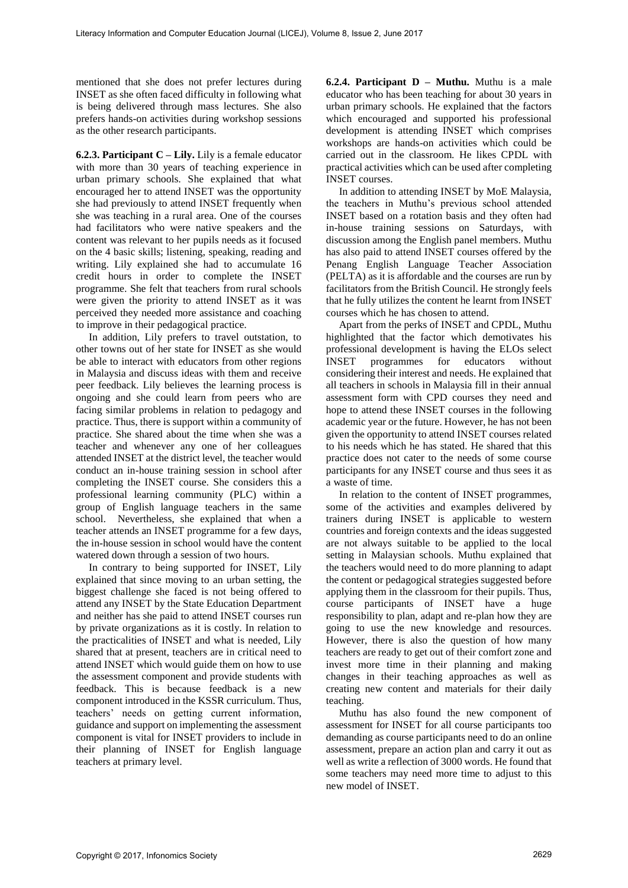mentioned that she does not prefer lectures during INSET as she often faced difficulty in following what is being delivered through mass lectures. She also prefers hands-on activities during workshop sessions as the other research participants.

**6.2.3. Participant C – Lily.** Lily is a female educator with more than 30 years of teaching experience in urban primary schools. She explained that what encouraged her to attend INSET was the opportunity she had previously to attend INSET frequently when she was teaching in a rural area. One of the courses had facilitators who were native speakers and the content was relevant to her pupils needs as it focused on the 4 basic skills; listening, speaking, reading and writing. Lily explained she had to accumulate 16 credit hours in order to complete the INSET programme. She felt that teachers from rural schools were given the priority to attend INSET as it was perceived they needed more assistance and coaching to improve in their pedagogical practice.

In addition, Lily prefers to travel outstation, to other towns out of her state for INSET as she would be able to interact with educators from other regions in Malaysia and discuss ideas with them and receive peer feedback. Lily believes the learning process is ongoing and she could learn from peers who are facing similar problems in relation to pedagogy and practice. Thus, there is support within a community of practice. She shared about the time when she was a teacher and whenever any one of her colleagues attended INSET at the district level, the teacher would conduct an in-house training session in school after completing the INSET course. She considers this a professional learning community (PLC) within a group of English language teachers in the same school. Nevertheless, she explained that when a teacher attends an INSET programme for a few days, the in-house session in school would have the content watered down through a session of two hours.

In contrary to being supported for INSET, Lily explained that since moving to an urban setting, the biggest challenge she faced is not being offered to attend any INSET by the State Education Department and neither has she paid to attend INSET courses run by private organizations as it is costly. In relation to the practicalities of INSET and what is needed, Lily shared that at present, teachers are in critical need to attend INSET which would guide them on how to use the assessment component and provide students with feedback. This is because feedback is a new component introduced in the KSSR curriculum. Thus, teachers' needs on getting current information, guidance and support on implementing the assessment component is vital for INSET providers to include in their planning of INSET for English language teachers at primary level.

**6.2.4. Participant D – Muthu.** Muthu is a male educator who has been teaching for about 30 years in urban primary schools. He explained that the factors which encouraged and supported his professional development is attending INSET which comprises workshops are hands-on activities which could be carried out in the classroom. He likes CPDL with practical activities which can be used after completing INSET courses.

In addition to attending INSET by MoE Malaysia, the teachers in Muthu's previous school attended INSET based on a rotation basis and they often had in-house training sessions on Saturdays, with discussion among the English panel members. Muthu has also paid to attend INSET courses offered by the Penang English Language Teacher Association (PELTA) as it is affordable and the courses are run by facilitators from the British Council. He strongly feels that he fully utilizes the content he learnt from INSET courses which he has chosen to attend.

Apart from the perks of INSET and CPDL, Muthu highlighted that the factor which demotivates his professional development is having the ELOs select INSET programmes for educators without considering their interest and needs. He explained that all teachers in schools in Malaysia fill in their annual assessment form with CPD courses they need and hope to attend these INSET courses in the following academic year or the future. However, he has not been given the opportunity to attend INSET courses related to his needs which he has stated. He shared that this practice does not cater to the needs of some course participants for any INSET course and thus sees it as a waste of time.

In relation to the content of INSET programmes, some of the activities and examples delivered by trainers during INSET is applicable to western countries and foreign contexts and the ideas suggested are not always suitable to be applied to the local setting in Malaysian schools. Muthu explained that the teachers would need to do more planning to adapt the content or pedagogical strategies suggested before applying them in the classroom for their pupils. Thus, course participants of INSET have a huge responsibility to plan, adapt and re-plan how they are going to use the new knowledge and resources. However, there is also the question of how many teachers are ready to get out of their comfort zone and invest more time in their planning and making changes in their teaching approaches as well as creating new content and materials for their daily teaching.

Muthu has also found the new component of assessment for INSET for all course participants too demanding as course participants need to do an online assessment, prepare an action plan and carry it out as well as write a reflection of 3000 words. He found that some teachers may need more time to adjust to this new model of INSET.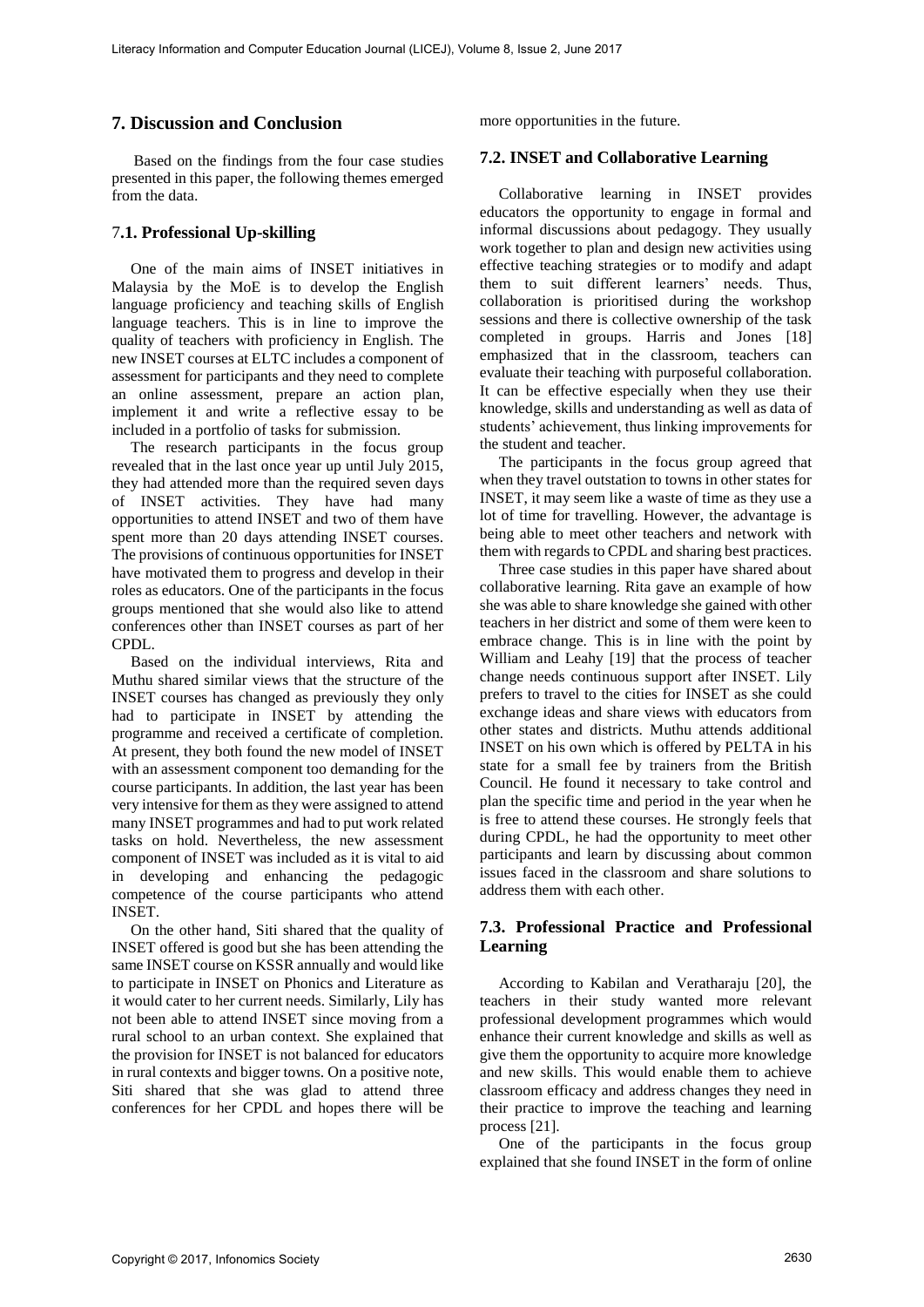## 7. Discussion and Conclusion

Based on the findings from the four case studies presented in this paper, the following themes emerged from the data.

### 7.1. Professional Up-skilling

One of the main aims of INSET initiatives in Malaysia by the MoE is to develop the English language proficiency and teaching skills of English language teachers. This is in line to improve the quality of teachers with proficiency in English. The new INSET courses at ELTC includes a component of assessment for participants and they need to complete an online assessment, prepare an action plan, implement it and write a reflective essay to be included in a portfolio of tasks for submission.

The research participants in the focus group revealed that in the last once year up until July 2015, they had attended more than the required seven days of INSET activities. They have had many opportunities to attend INSET and two of them have spent more than 20 days attending INSET courses. The provisions of continuous opportunities for INSET have motivated them to progress and develop in their roles as educators. One of the participants in the focus groups mentioned that she would also like to attend conferences other than INSET courses as part of her CPDL.

Based on the individual interviews, Rita and Muthu shared similar views that the structure of the INSET courses has changed as previously they only had to participate in INSET by attending the programme and received a certificate of completion. At present, they both found the new model of INSET with an assessment component too demanding for the course participants. In addition, the last year has been very intensive for them as they were assigned to attend many INSET programmes and had to put work related tasks on hold. Nevertheless, the new assessment component of INSET was included as it is vital to aid in developing and enhancing the pedagogic competence of the course participants who attend INSET.

On the other hand, Siti shared that the quality of INSET offered is good but she has been attending the same INSET course on KSSR annually and would like to participate in INSET on Phonics and Literature as it would cater to her current needs. Similarly, Lily has not been able to attend INSET since moving from a rural school to an urban context. She explained that the provision for INSET is not balanced for educators in rural contexts and bigger towns. On a positive note, Siti shared that she was glad to attend three conferences for her CPDL and hopes there will be more opportunities in the future.

### 7.2. INSET and Collaborative Learning

Collaborative learning in INSET provides educators the opportunity to engage in formal and informal discussions about pedagogy. They usually work together to plan and design new activities using effective teaching strategies or to modify and adapt them to suit different learners' needs. Thus, collaboration is prioritised during the workshop sessions and there is collective ownership of the task completed in groups. Harris and Jones [18] emphasized that in the classroom, teachers can evaluate their teaching with purposeful collaboration. It can be effective especially when they use their knowledge, skills and understanding as well as data of students' achievement, thus linking improvements for the student and teacher.

The participants in the focus group agreed that when they travel outstation to towns in other states for INSET, it may seem like a waste of time as they use a lot of time for travelling. However, the advantage is being able to meet other teachers and network with them with regards to CPDL and sharing best practices.

Three case studies in this paper have shared about collaborative learning. Rita gave an example of how she was able to share knowledge she gained with other teachers in her district and some of them were keen to embrace change. This is in line with the point by William and Leahy [19] that the process of teacher change needs continuous support after INSET. Lily prefers to travel to the cities for INSET as she could exchange ideas and share views with educators from other states and districts. Muthu attends additional INSET on his own which is offered by PELTA in his state for a small fee by trainers from the British Council. He found it necessary to take control and plan the specific time and period in the year when he is free to attend these courses. He strongly feels that during CPDL, he had the opportunity to meet other participants and learn by discussing about common issues faced in the classroom and share solutions to address them with each other.

### 7.3. Professional Practice and Professional Learning

According to Kabilan and Veratharaju [20], the teachers in their study wanted more relevant professional development programmes which would enhance their current knowledge and skills as well as give them the opportunity to acquire more knowledge and new skills. This would enable them to achieve classroom efficacy and address changes they need in their practice to improve the teaching and learning process [21].

One of the participants in the focus group explained that she found INSET in the form of online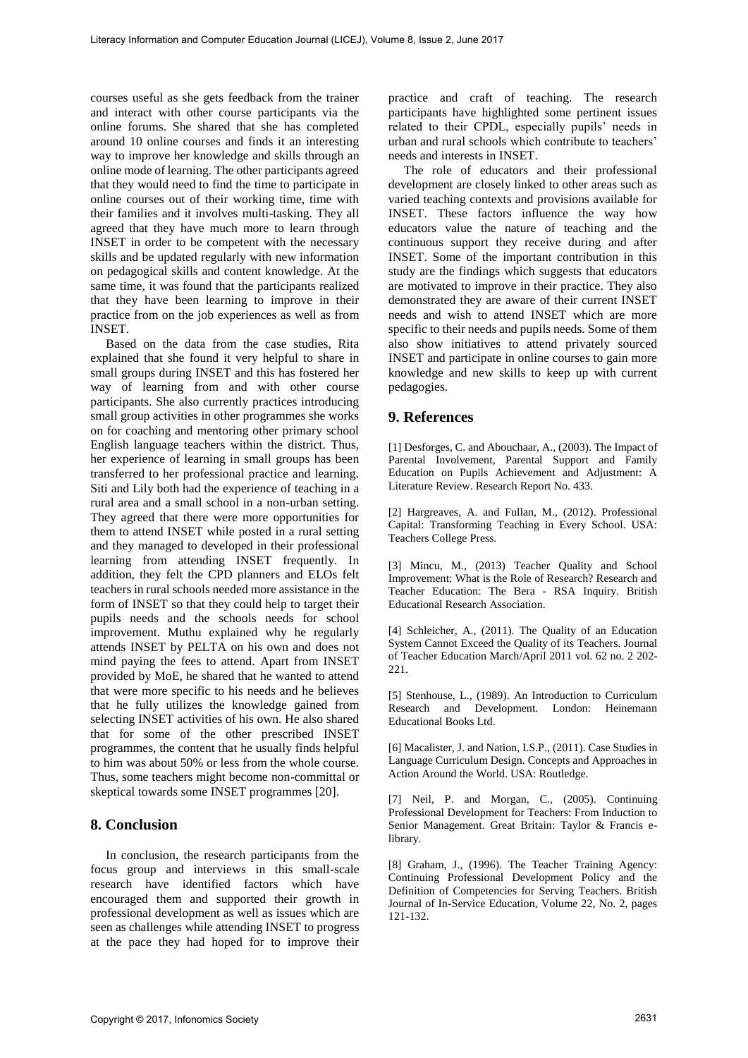courses useful as she gets feedback from the trainer and interact with other course participants via the online forums. She shared that she has completed around 10 online courses and finds it an interesting way to improve her knowledge and skills through an online mode of learning. The other participants agreed that they would need to find the time to participate in online courses out of their working time, time with their families and it involves multi-tasking. They all agreed that they have much more to learn through INSET in order to be competent with the necessary skills and be updated regularly with new information on pedagogical skills and content knowledge. At the same time, it was found that the participants realized that they have been learning to improve in their practice from on the job experiences as well as from INSET.

Based on the data from the case studies, Rita explained that she found it very helpful to share in small groups during INSET and this has fostered her way of learning from and with other course participants. She also currently practices introducing small group activities in other programmes she works on for coaching and mentoring other primary school English language teachers within the district. Thus, her experience of learning in small groups has been transferred to her professional practice and learning. Siti and Lily both had the experience of teaching in a rural area and a small school in a non-urban setting. They agreed that there were more opportunities for them to attend INSET while posted in a rural setting and they managed to developed in their professional learning from attending INSET frequently. In addition, they felt the CPD planners and ELOs felt teachers in rural schools needed more assistance in the form of INSET so that they could help to target their pupils needs and the schools needs for school improvement. Muthu explained why he regularly attends INSET by PELTA on his own and does not mind paying the fees to attend. Apart from INSET provided by MoE, he shared that he wanted to attend that were more specific to his needs and he believes that he fully utilizes the knowledge gained from selecting INSET activities of his own. He also shared that for some of the other prescribed INSET programmes, the content that he usually finds helpful to him was about 50% or less from the whole course. Thus, some teachers might become non-committal or skeptical towards some INSET programmes [20].

## 8. Conclusion

In conclusion, the research participants from the focus group and interviews in this small-scale research have identified factors which have encouraged them and supported their growth in professional development as well as issues which are seen as challenges while attending INSET to progress at the pace they had hoped for to improve their practice and craft of teaching. The research participants have highlighted some pertinent issues related to their CPDL, especially pupils' needs in urban and rural schools which contribute to teachers' needs and interests in INSET.

The role of educators and their professional development are closely linked to other areas such as varied teaching contexts and provisions available for INSET. These factors influence the way how educators value the nature of teaching and the continuous support they receive during and after INSET. Some of the important contribution in this study are the findings which suggests that educators are motivated to improve in their practice. They also demonstrated they are aware of their current INSET needs and wish to attend INSET which are more specific to their needs and pupils needs. Some of them also show initiatives to attend privately sourced INSET and participate in online courses to gain more knowledge and new skills to keep up with current pedagogies.

## 9. References

[1] Desforges, C. and Abouchaar, A., (2003). The Impact of Parental Involvement, Parental Support and Family Education on Pupils Achievement and Adjustment: A Literature Review. Research Report No. 433.

[2] Hargreaves, A. and Fullan, M., (2012). Professional Capital: Transforming Teaching in Every School. USA: Teachers College Press.

[3] Mincu, M., (2013) Teacher Quality and School Improvement: What is the Role of Research? Research and Teacher Education: The Bera - RSA Inquiry. British Educational Research Association.

[4] Schleicher, A., (2011). The Quality of an Education System Cannot Exceed the Quality of its Teachers. Journal of Teacher Education March/April 2011 vol. 62 no. 2 202-221.

[5] Stenhouse, L., (1989). An Introduction to Curriculum Research and Development. London: Heinemann Educational Books Ltd.

[6] Macalister, J. and Nation, I.S.P., (2011). Case Studies in Language Curriculum Design. Concepts and Approaches in Action Around the World. USA: Routledge.

[7] Neil, P. and Morgan, C., (2005). Continuing Professional Development for Teachers: From Induction to Senior Management. Great Britain: Taylor & Francis e-library.

[8] Graham, J., (1996). The Teacher Training Agency: Continuing Professional Development Policy and the Definition of Competencies for Serving Teachers. British Journal of In-Service Education, Volume 22, No. 2, pages 121-132.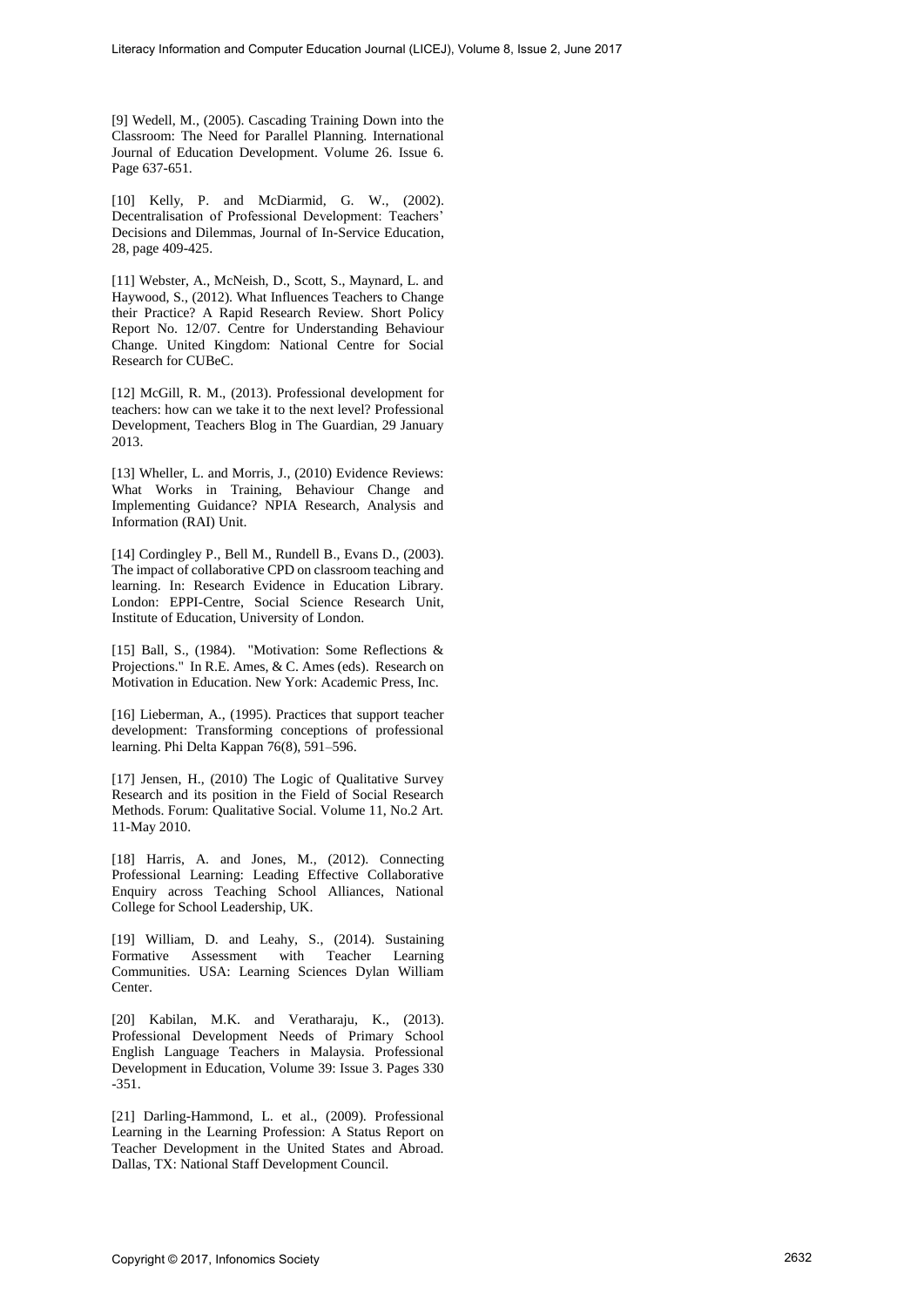[9] Wedell, M., (2005). Cascading Training Down into the Classroom: The Need for Parallel Planning. International Journal of Education Development. Volume 26. Issue 6. Page 637-651.

[10] Kelly, P. and McDiarmid, G. W., (2002). Decentralisation of Professional Development: Teachers' Decisions and Dilemmas, Journal of In-Service Education, 28, page 409-425.

[11] Webster, A., McNeish, D., Scott, S., Maynard, L. and Haywood, S., (2012). What Influences Teachers to Change their Practice? A Rapid Research Review. Short Policy Report No. 12/07. Centre for Understanding Behaviour Change. United Kingdom: National Centre for Social Research for CUBeC.

[12] McGill, R. M., (2013). Professional development for teachers: how can we take it to the next level? Professional Development, Teachers Blog in The Guardian, 29 January 2013.

[13] Wheller, L. and Morris, J., (2010) Evidence Reviews: What Works in Training, Behaviour Change and Implementing Guidance? NPIA Research, Analysis and Information (RAI) Unit.

[14] Cordingley P., Bell M., Rundell B., Evans D., (2003). The impact of collaborative CPD on classroom teaching and learning. In: Research Evidence in Education Library. London: EPPI-Centre, Social Science Research Unit, Institute of Education, University of London.

[15] Ball, S., (1984). "Motivation: Some Reflections & Projections." In R.E. Ames, & C. Ames (eds). Research on Motivation in Education. New York: Academic Press, Inc.

[16] Lieberman, A., (1995). Practices that support teacher development: Transforming conceptions of professional learning. Phi Delta Kappan 76(8), 591–596.

[17] Jensen, H., (2010) The Logic of Qualitative Survey Research and its position in the Field of Social Research Methods. Forum: Qualitative Social. Volume 11, No.2 Art. 11-May 2010.

[18] Harris, A. and Jones, M., (2012). Connecting Professional Learning: Leading Effective Collaborative Enquiry across Teaching School Alliances, National College for School Leadership, UK.

[19] William, D. and Leahy, S., (2014). Sustaining Formative Assessment with Teacher Learning Communities. USA: Learning Sciences Dylan William Center.

[20] Kabilan, M.K. and Veratharaju, K., (2013). Professional Development Needs of Primary School English Language Teachers in Malaysia. Professional Development in Education, Volume 39: Issue 3. Pages 330 -351.

[21] Darling-Hammond, L. et al., (2009). Professional Learning in the Learning Profession: A Status Report on Teacher Development in the United States and Abroad. Dallas, TX: National Staff Development Council.